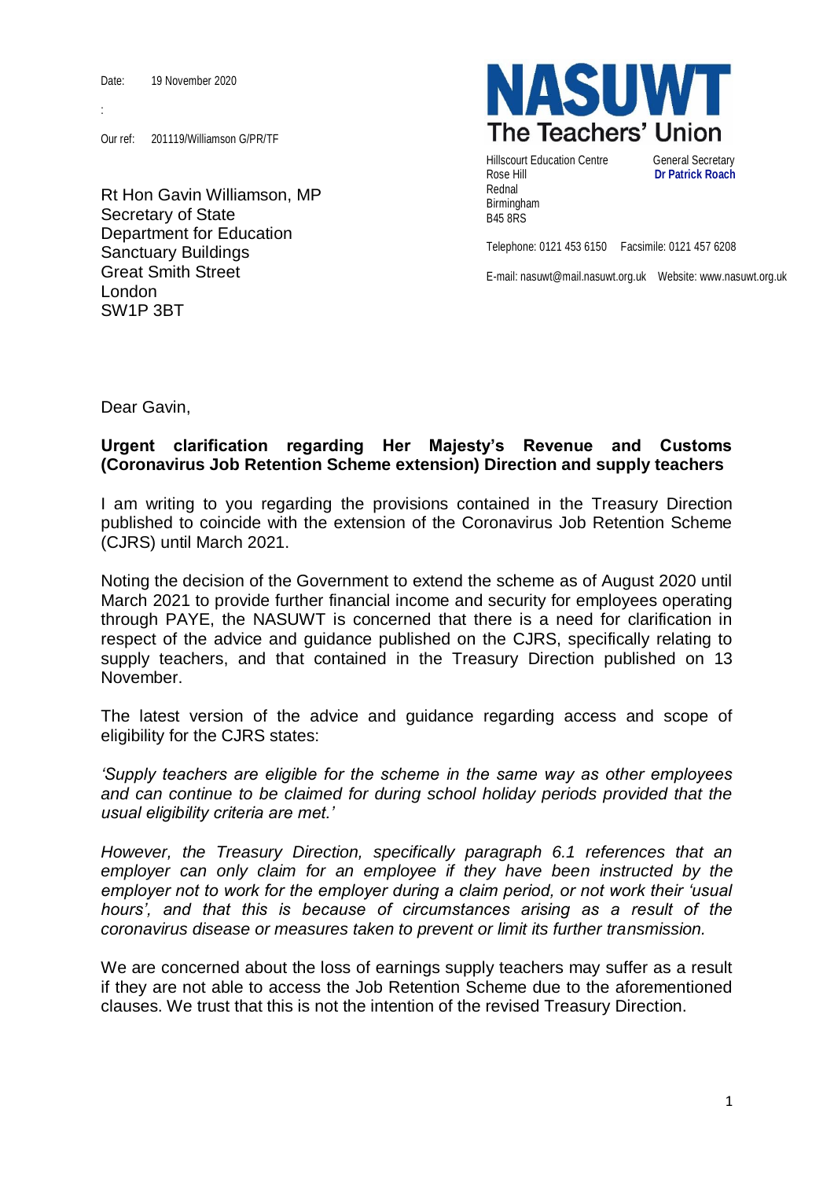Date: 19 November 2020

:

Our ref: 201119/Williamson G/PR/TF

**NASUWT**
**The Teachers' Union**

Hillscourt Education Centre
Rose Hill
Rednal
Birmingham
B45 8RS

General Secretary
**Dr Patrick Roach**

Telephone: 0121 453 6150 Facsimile: 0121 457 6208

E-mail: nasuwt@mail.nasuwt.org.uk Website: www.nasuwt.org.uk

Rt Hon Gavin Williamson, MP
Secretary of State
Department for Education
Sanctuary Buildings
Great Smith Street
London
SW1P 3BT

Dear Gavin,

**Urgent clarification regarding Her Majesty's Revenue and Customs (Coronavirus Job Retention Scheme extension) Direction and supply teachers**

I am writing to you regarding the provisions contained in the Treasury Direction published to coincide with the extension of the Coronavirus Job Retention Scheme (CJRS) until March 2021.

Noting the decision of the Government to extend the scheme as of August 2020 until March 2021 to provide further financial income and security for employees operating through PAYE, the NASUWT is concerned that there is a need for clarification in respect of the advice and guidance published on the CJRS, specifically relating to supply teachers, and that contained in the Treasury Direction published on 13 November.

The latest version of the advice and guidance regarding access and scope of eligibility for the CJRS states:

*'Supply teachers are eligible for the scheme in the same way as other employees and can continue to be claimed for during school holiday periods provided that the usual eligibility criteria are met.'*

*However, the Treasury Direction, specifically paragraph 6.1 references that an employer can only claim for an employee if they have been instructed by the employer not to work for the employer during a claim period, or not work their 'usual hours', and that this is because of circumstances arising as a result of the coronavirus disease or measures taken to prevent or limit its further transmission.*

We are concerned about the loss of earnings supply teachers may suffer as a result if they are not able to access the Job Retention Scheme due to the aforementioned clauses. We trust that this is not the intention of the revised Treasury Direction.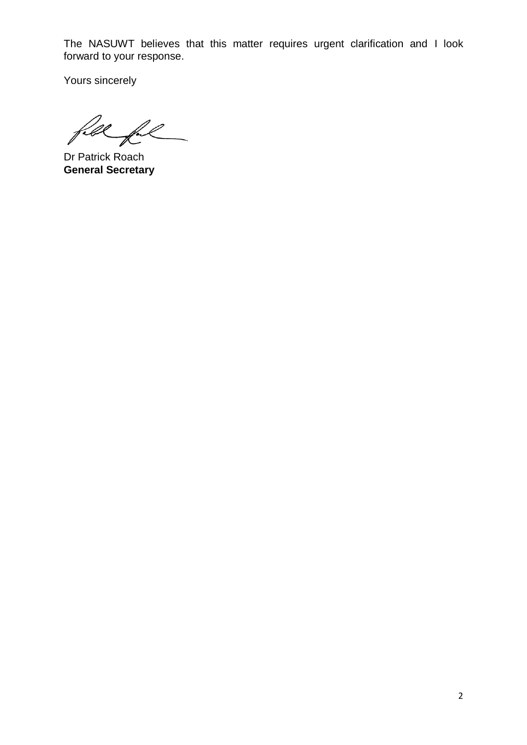The NASUWT believes that this matter requires urgent clarification and I look forward to your response.

Yours sincerely

Dr Patrick Roach
**General Secretary**